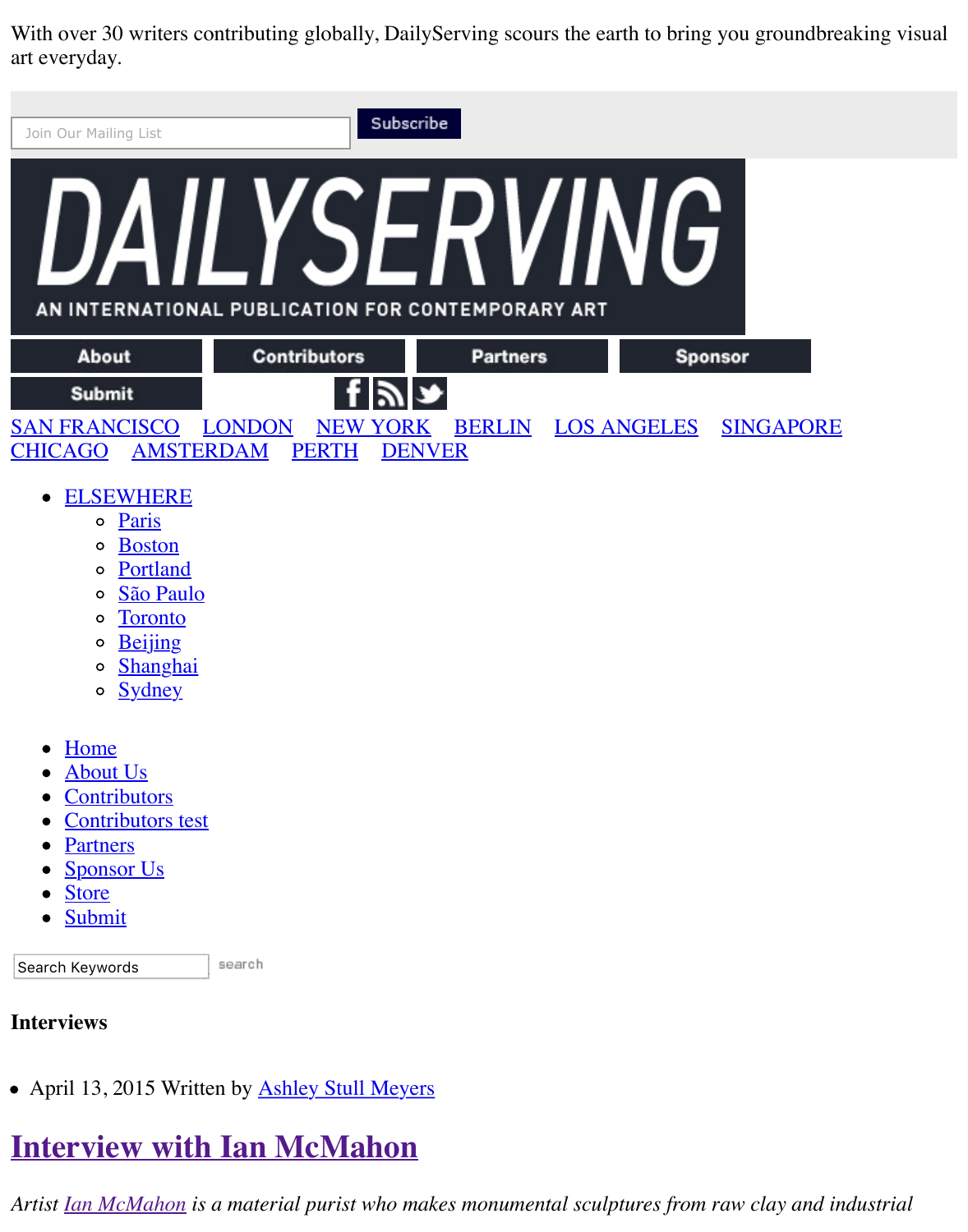With over 30 writers contributing globally, DailyServing scours the earth to bring you groundbreaking visual art everyday.

Join Our Mailing List Subscribe

DAILYSERVING

AN INTERNATIONAL PUBLICATION FOR CONTEMPORARY ART

About Contributors Partners Sponsor

Submit

SAN FRANCISCO LONDON NEW YORK BERLIN LOS ANGELES SINGAPORE CHICAGO AMSTERDAM PERTH DENVER

- ELSEWHERE
  - Paris
  - Boston
  - Portland
  - São Paulo
  - Toronto
  - Beijing
  - Shanghai
  - Sydney

- Home
- About Us
- Contributors
- Contributors test
- Partners
- Sponsor Us
- Store
- Submit

Search Keywords search

**Interviews**

- April 13, 2015 Written by Ashley Stull Meyers

# Interview with Ian McMahon

*Artist Ian McMahon is a material purist who makes monumental sculptures from raw clay and industrial*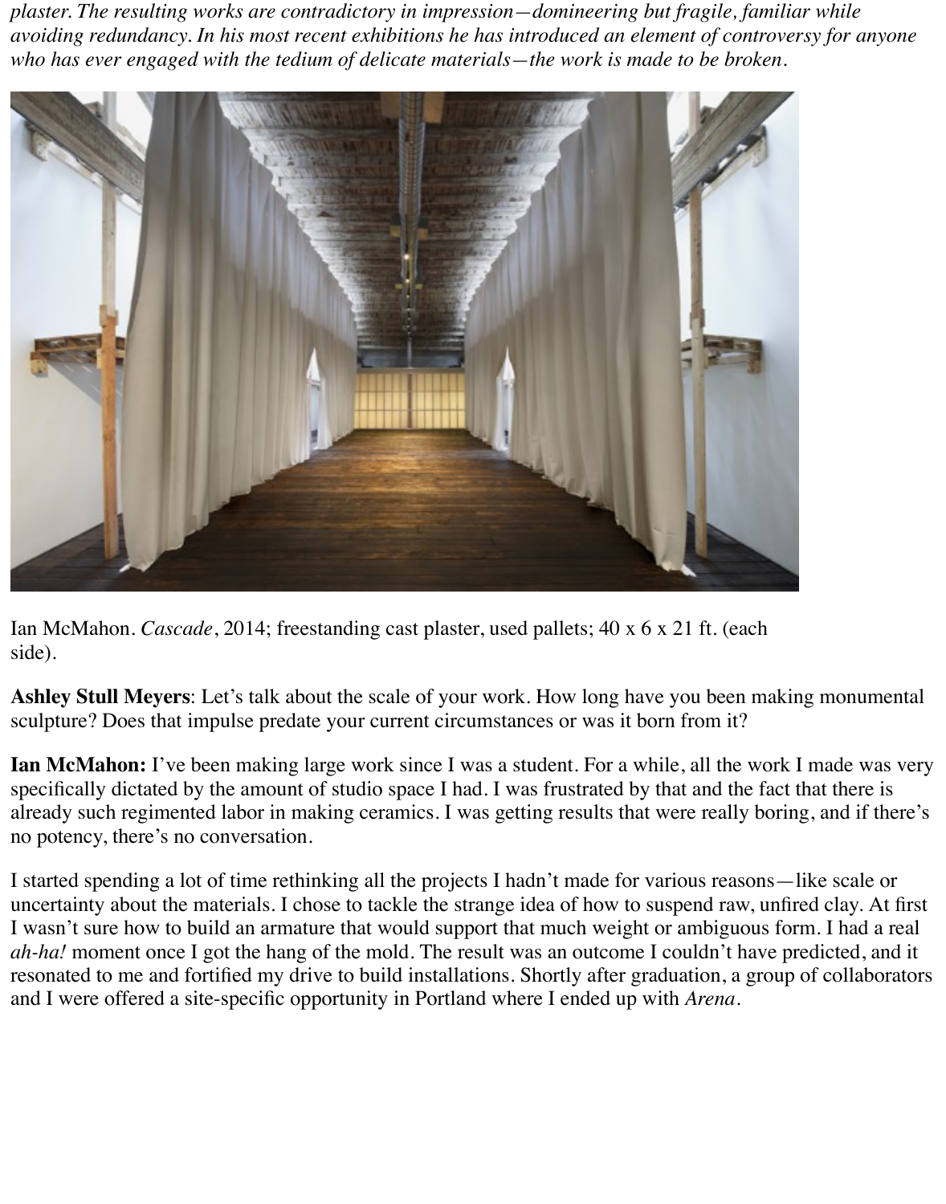*plaster. The resulting works are contradictory in impression—domineering but fragile, familiar while avoiding redundancy. In his most recent exhibitions he has introduced an element of controversy for anyone who has ever engaged with the tedium of delicate materials—the work is made to be broken.*

Ian McMahon. *Cascade*, 2014; freestanding cast plaster, used pallets; 40 x 6 x 21 ft. (each side).

**Ashley Stull Meyers**: Let's talk about the scale of your work. How long have you been making monumental sculpture? Does that impulse predate your current circumstances or was it born from it?

**Ian McMahon:** I've been making large work since I was a student. For a while, all the work I made was very specifically dictated by the amount of studio space I had. I was frustrated by that and the fact that there is already such regimented labor in making ceramics. I was getting results that were really boring, and if there's no potency, there's no conversation.

I started spending a lot of time rethinking all the projects I hadn't made for various reasons—like scale or uncertainty about the materials. I chose to tackle the strange idea of how to suspend raw, unfired clay. At first I wasn't sure how to build an armature that would support that much weight or ambiguous form. I had a real *ah-ha!* moment once I got the hang of the mold. The result was an outcome I couldn't have predicted, and it resonated to me and fortified my drive to build installations. Shortly after graduation, a group of collaborators and I were offered a site-specific opportunity in Portland where I ended up with *Arena*.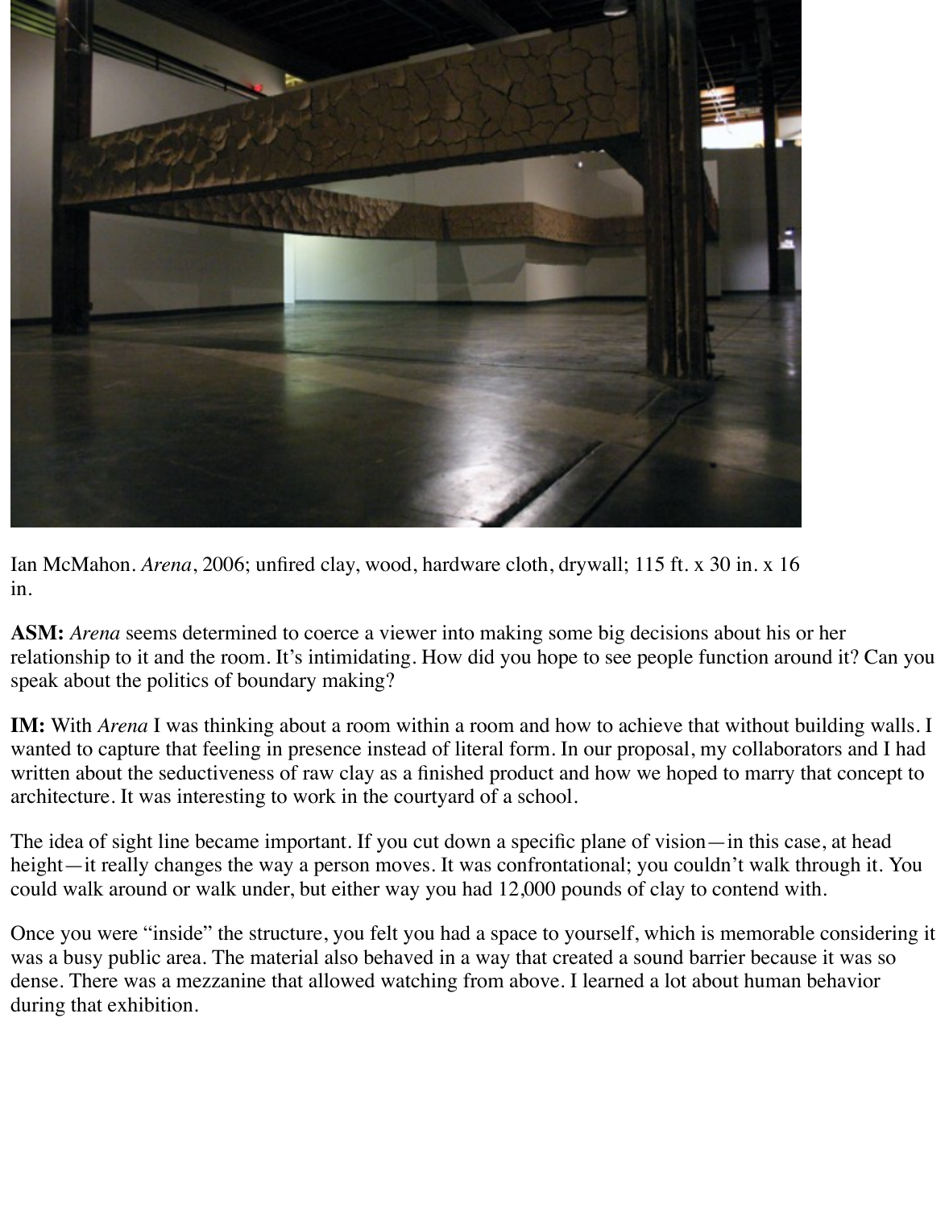Ian McMahon. *Arena*, 2006; unfired clay, wood, hardware cloth, drywall; 115 ft. x 30 in. x 16 in.

**ASM:** *Arena* seems determined to coerce a viewer into making some big decisions about his or her relationship to it and the room. It's intimidating. How did you hope to see people function around it? Can you speak about the politics of boundary making?

**IM:** With *Arena* I was thinking about a room within a room and how to achieve that without building walls. I wanted to capture that feeling in presence instead of literal form. In our proposal, my collaborators and I had written about the seductiveness of raw clay as a finished product and how we hoped to marry that concept to architecture. It was interesting to work in the courtyard of a school.

The idea of sight line became important. If you cut down a specific plane of vision—in this case, at head height—it really changes the way a person moves. It was confrontational; you couldn't walk through it. You could walk around or walk under, but either way you had 12,000 pounds of clay to contend with.

Once you were "inside" the structure, you felt you had a space to yourself, which is memorable considering it was a busy public area. The material also behaved in a way that created a sound barrier because it was so dense. There was a mezzanine that allowed watching from above. I learned a lot about human behavior during that exhibition.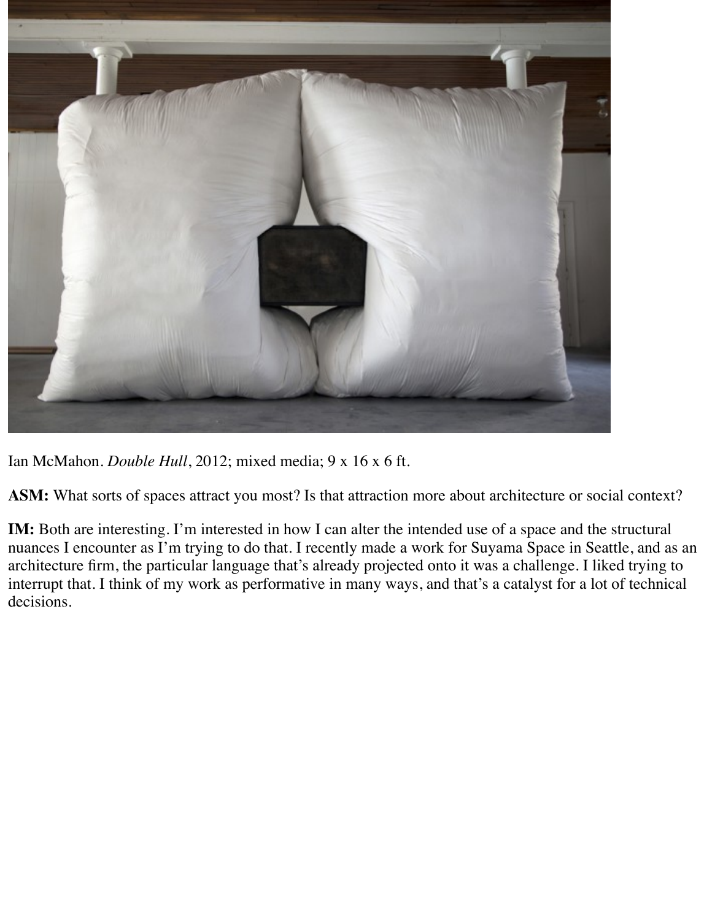Ian McMahon. *Double Hull*, 2012; mixed media; 9 x 16 x 6 ft.

**ASM:** What sorts of spaces attract you most? Is that attraction more about architecture or social context?

**IM:** Both are interesting. I'm interested in how I can alter the intended use of a space and the structural nuances I encounter as I'm trying to do that. I recently made a work for Suyama Space in Seattle, and as an architecture firm, the particular language that's already projected onto it was a challenge. I liked trying to interrupt that. I think of my work as performative in many ways, and that's a catalyst for a lot of technical decisions.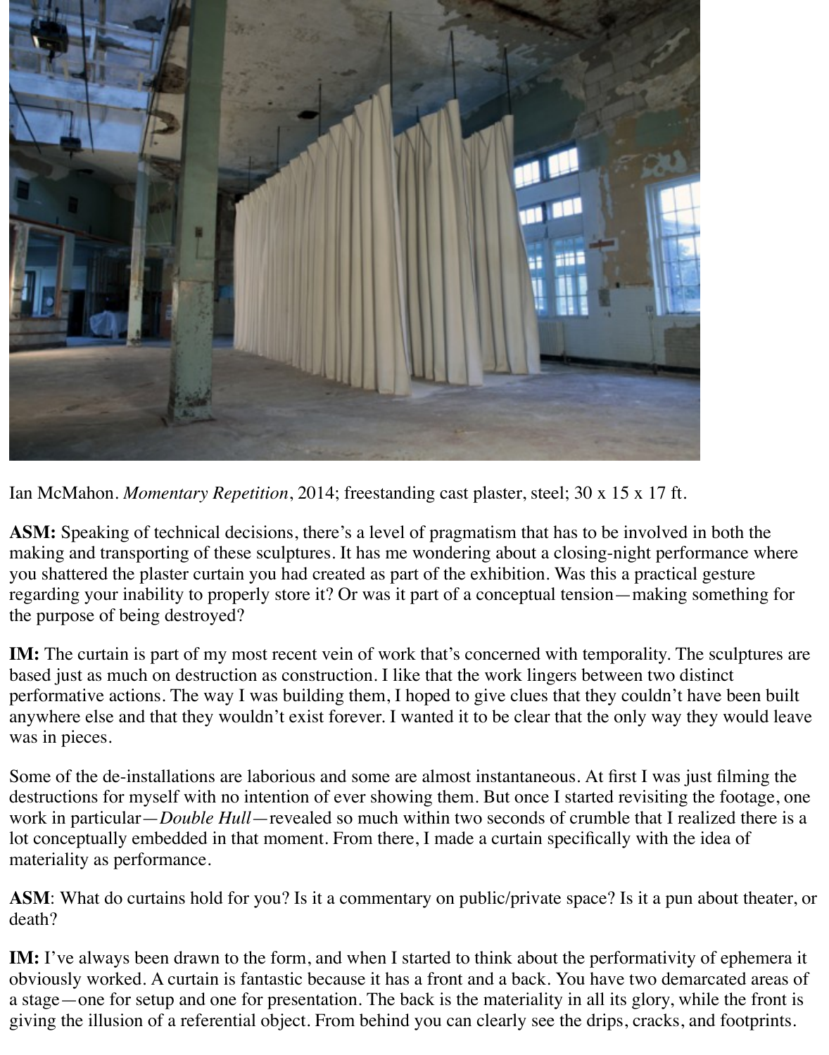Ian McMahon. *Momentary Repetition*, 2014; freestanding cast plaster, steel; 30 x 15 x 17 ft.

**ASM:** Speaking of technical decisions, there's a level of pragmatism that has to be involved in both the making and transporting of these sculptures. It has me wondering about a closing-night performance where you shattered the plaster curtain you had created as part of the exhibition. Was this a practical gesture regarding your inability to properly store it? Or was it part of a conceptual tension—making something for the purpose of being destroyed?

**IM:** The curtain is part of my most recent vein of work that's concerned with temporality. The sculptures are based just as much on destruction as construction. I like that the work lingers between two distinct performative actions. The way I was building them, I hoped to give clues that they couldn't have been built anywhere else and that they wouldn't exist forever. I wanted it to be clear that the only way they would leave was in pieces.

Some of the de-installations are laborious and some are almost instantaneous. At first I was just filming the destructions for myself with no intention of ever showing them. But once I started revisiting the footage, one work in particular—*Double Hull*—revealed so much within two seconds of crumble that I realized there is a lot conceptually embedded in that moment. From there, I made a curtain specifically with the idea of materiality as performance.

**ASM**: What do curtains hold for you? Is it a commentary on public/private space? Is it a pun about theater, or death?

**IM:** I've always been drawn to the form, and when I started to think about the performativity of ephemera it obviously worked. A curtain is fantastic because it has a front and a back. You have two demarcated areas of a stage—one for setup and one for presentation. The back is the materiality in all its glory, while the front is giving the illusion of a referential object. From behind you can clearly see the drips, cracks, and footprints.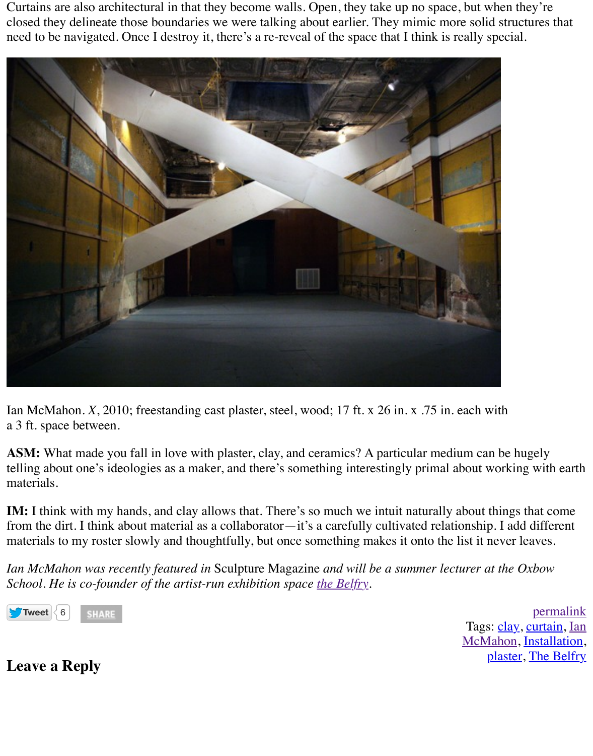Curtains are also architectural in that they become walls. Open, they take up no space, but when they're closed they delineate those boundaries we were talking about earlier. They mimic more solid structures that need to be navigated. Once I destroy it, there's a re-reveal of the space that I think is really special.

Ian McMahon. *X*, 2010; freestanding cast plaster, steel, wood; 17 ft. x 26 in. x .75 in. each with a 3 ft. space between.

**ASM:** What made you fall in love with plaster, clay, and ceramics? A particular medium can be hugely telling about one's ideologies as a maker, and there's something interestingly primal about working with earth materials.

**IM:** I think with my hands, and clay allows that. There's so much we intuit naturally about things that come from the dirt. I think about material as a collaborator—it's a carefully cultivated relationship. I add different materials to my roster slowly and thoughtfully, but once something makes it onto the list it never leaves.

*Ian McMahon was recently featured in* Sculpture Magazine *and will be a summer lecturer at the Oxbow School. He is co-founder of the artist-run exhibition space [the Belfry](#).*

Tweet 6 SHARE

permalink

Tags: clay, curtain, Ian McMahon, Installation, plaster, The Belfry

## Leave a Reply